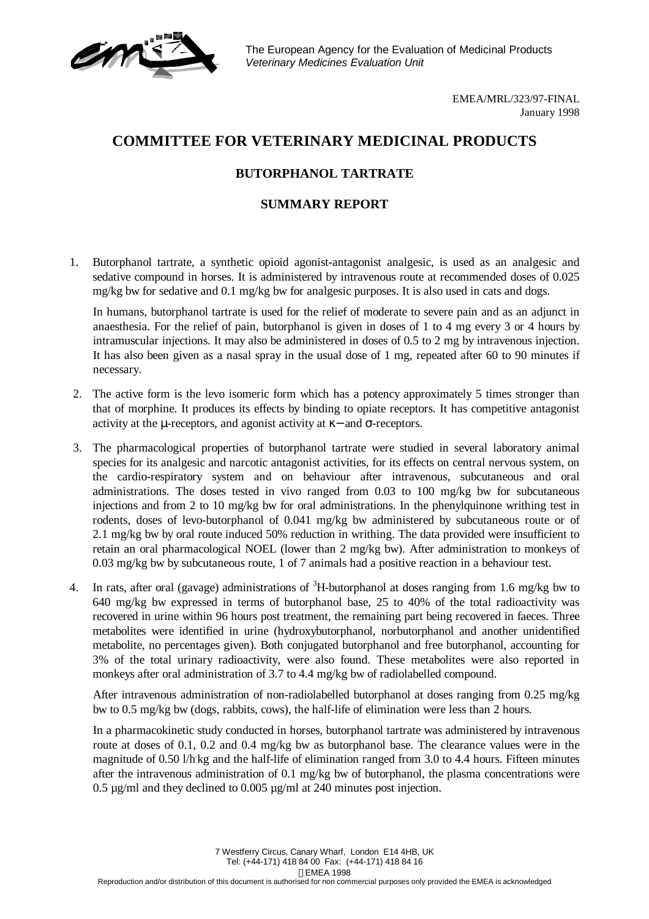The European Agency for the Evaluation of Medicinal Products
*Veterinary Medicines Evaluation Unit*

EMEA/MRL/323/97-FINAL
January 1998

# COMMITTEE FOR VETERINARY MEDICINAL PRODUCTS

## BUTORPHANOL TARTRATE

## SUMMARY REPORT

1. Butorphanol tartrate, a synthetic opioid agonist-antagonist analgesic, is used as an analgesic and sedative compound in horses. It is administered by intravenous route at recommended doses of 0.025 mg/kg bw for sedative and 0.1 mg/kg bw for analgesic purposes. It is also used in cats and dogs.

   In humans, butorphanol tartrate is used for the relief of moderate to severe pain and as an adjunct in anaesthesia. For the relief of pain, butorphanol is given in doses of 1 to 4 mg every 3 or 4 hours by intramuscular injections. It may also be administered in doses of 0.5 to 2 mg by intravenous injection. It has also been given as a nasal spray in the usual dose of 1 mg, repeated after 60 to 90 minutes if necessary.

2. The active form is the levo isomeric form which has a potency approximately 5 times stronger than that of morphine. It produces its effects by binding to opiate receptors. It has competitive antagonist activity at the μ-receptors, and agonist activity at κ– and σ-receptors.

3. The pharmacological properties of butorphanol tartrate were studied in several laboratory animal species for its analgesic and narcotic antagonist activities, for its effects on central nervous system, on the cardio-respiratory system and on behaviour after intravenous, subcutaneous and oral administrations. The doses tested in vivo ranged from 0.03 to 100 mg/kg bw for subcutaneous injections and from 2 to 10 mg/kg bw for oral administrations. In the phenylquinone writhing test in rodents, doses of levo-butorphanol of 0.041 mg/kg bw administered by subcutaneous route or of 2.1 mg/kg bw by oral route induced 50% reduction in writhing. The data provided were insufficient to retain an oral pharmacological NOEL (lower than 2 mg/kg bw). After administration to monkeys of 0.03 mg/kg bw by subcutaneous route, 1 of 7 animals had a positive reaction in a behaviour test.

4. In rats, after oral (gavage) administrations of $^{3}$H-butorphanol at doses ranging from 1.6 mg/kg bw to 640 mg/kg bw expressed in terms of butorphanol base, 25 to 40% of the total radioactivity was recovered in urine within 96 hours post treatment, the remaining part being recovered in faeces. Three metabolites were identified in urine (hydroxybutorphanol, norbutorphanol and another unidentified metabolite, no percentages given). Both conjugated butorphanol and free butorphanol, accounting for 3% of the total urinary radioactivity, were also found. These metabolites were also reported in monkeys after oral administration of 3.7 to 4.4 mg/kg bw of radiolabelled compound.

   After intravenous administration of non-radiolabelled butorphanol at doses ranging from 0.25 mg/kg bw to 0.5 mg/kg bw (dogs, rabbits, cows), the half-life of elimination were less than 2 hours.

   In a pharmacokinetic study conducted in horses, butorphanol tartrate was administered by intravenous route at doses of 0.1, 0.2 and 0.4 mg/kg bw as butorphanol base. The clearance values were in the magnitude of 0.50 l/h·kg and the half-life of elimination ranged from 3.0 to 4.4 hours. Fifteen minutes after the intravenous administration of 0.1 mg/kg bw of butorphanol, the plasma concentrations were 0.5 µg/ml and they declined to 0.005 µg/ml at 240 minutes post injection.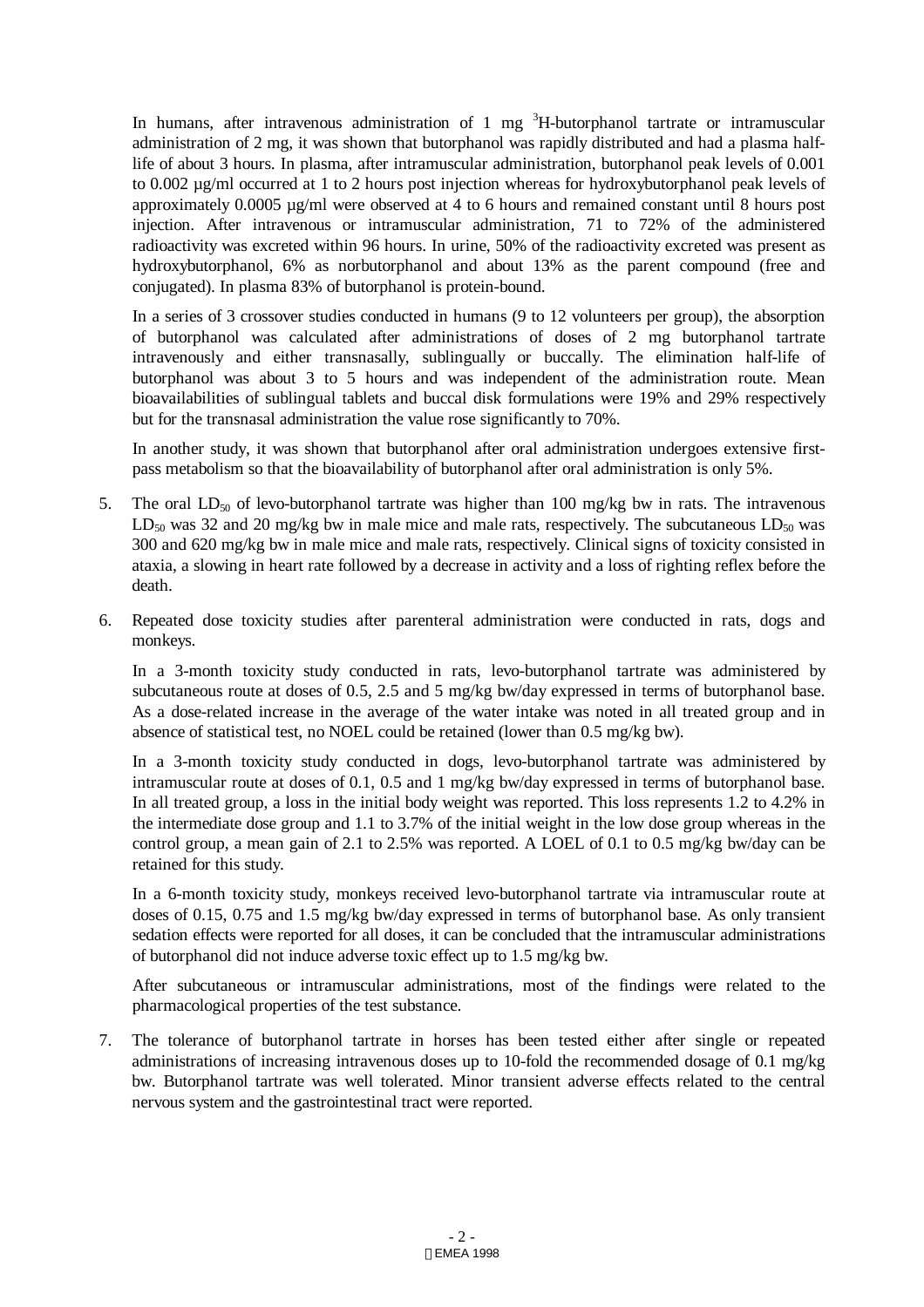In humans, after intravenous administration of 1 mg $^{3}H$-butorphanol tartrate or intramuscular administration of 2 mg, it was shown that butorphanol was rapidly distributed and had a plasma half-life of about 3 hours. In plasma, after intramuscular administration, butorphanol peak levels of 0.001 to 0.002 µg/ml occurred at 1 to 2 hours post injection whereas for hydroxybutorphanol peak levels of approximately 0.0005 µg/ml were observed at 4 to 6 hours and remained constant until 8 hours post injection. After intravenous or intramuscular administration, 71 to 72% of the administered radioactivity was excreted within 96 hours. In urine, 50% of the radioactivity excreted was present as hydroxybutorphanol, 6% as norbutorphanol and about 13% as the parent compound (free and conjugated). In plasma 83% of butorphanol is protein-bound.

In a series of 3 crossover studies conducted in humans (9 to 12 volunteers per group), the absorption of butorphanol was calculated after administrations of doses of 2 mg butorphanol tartrate intravenously and either transnasally, sublingually or buccally. The elimination half-life of butorphanol was about 3 to 5 hours and was independent of the administration route. Mean bioavailabilities of sublingual tablets and buccal disk formulations were 19% and 29% respectively but for the transnasal administration the value rose significantly to 70%.

In another study, it was shown that butorphanol after oral administration undergoes extensive first-pass metabolism so that the bioavailability of butorphanol after oral administration is only 5%.

5. The oral $LD_{50}$ of levo-butorphanol tartrate was higher than 100 mg/kg bw in rats. The intravenous $LD_{50}$ was 32 and 20 mg/kg bw in male mice and male rats, respectively. The subcutaneous $LD_{50}$ was 300 and 620 mg/kg bw in male mice and male rats, respectively. Clinical signs of toxicity consisted in ataxia, a slowing in heart rate followed by a decrease in activity and a loss of righting reflex before the death.

6. Repeated dose toxicity studies after parenteral administration were conducted in rats, dogs and monkeys.

   In a 3-month toxicity study conducted in rats, levo-butorphanol tartrate was administered by subcutaneous route at doses of 0.5, 2.5 and 5 mg/kg bw/day expressed in terms of butorphanol base. As a dose-related increase in the average of the water intake was noted in all treated group and in absence of statistical test, no NOEL could be retained (lower than 0.5 mg/kg bw).

   In a 3-month toxicity study conducted in dogs, levo-butorphanol tartrate was administered by intramuscular route at doses of 0.1, 0.5 and 1 mg/kg bw/day expressed in terms of butorphanol base. In all treated group, a loss in the initial body weight was reported. This loss represents 1.2 to 4.2% in the intermediate dose group and 1.1 to 3.7% of the initial weight in the low dose group whereas in the control group, a mean gain of 2.1 to 2.5% was reported. A LOEL of 0.1 to 0.5 mg/kg bw/day can be retained for this study.

   In a 6-month toxicity study, monkeys received levo-butorphanol tartrate via intramuscular route at doses of 0.15, 0.75 and 1.5 mg/kg bw/day expressed in terms of butorphanol base. As only transient sedation effects were reported for all doses, it can be concluded that the intramuscular administrations of butorphanol did not induce adverse toxic effect up to 1.5 mg/kg bw.

   After subcutaneous or intramuscular administrations, most of the findings were related to the pharmacological properties of the test substance.

7. The tolerance of butorphanol tartrate in horses has been tested either after single or repeated administrations of increasing intravenous doses up to 10-fold the recommended dosage of 0.1 mg/kg bw. Butorphanol tartrate was well tolerated. Minor transient adverse effects related to the central nervous system and the gastrointestinal tract were reported.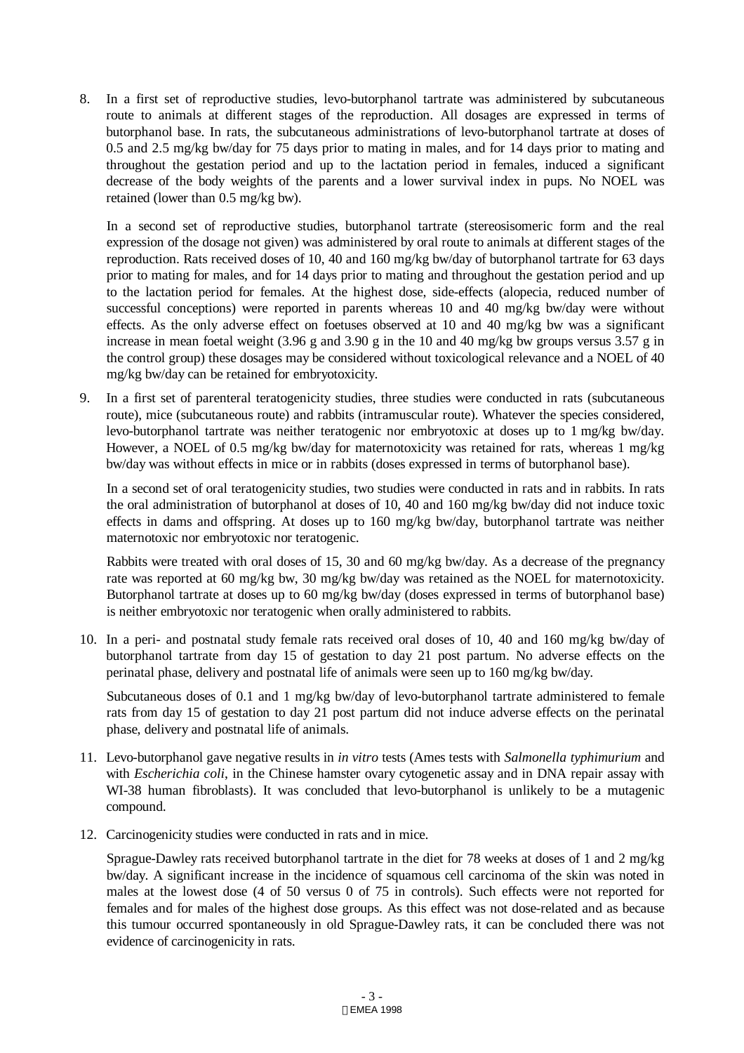8. In a first set of reproductive studies, levo-butorphanol tartrate was administered by subcutaneous route to animals at different stages of the reproduction. All dosages are expressed in terms of butorphanol base. In rats, the subcutaneous administrations of levo-butorphanol tartrate at doses of 0.5 and 2.5 mg/kg bw/day for 75 days prior to mating in males, and for 14 days prior to mating and throughout the gestation period and up to the lactation period in females, induced a significant decrease of the body weights of the parents and a lower survival index in pups. No NOEL was retained (lower than 0.5 mg/kg bw).

   In a second set of reproductive studies, butorphanol tartrate (stereosisomeric form and the real expression of the dosage not given) was administered by oral route to animals at different stages of the reproduction. Rats received doses of 10, 40 and 160 mg/kg bw/day of butorphanol tartrate for 63 days prior to mating for males, and for 14 days prior to mating and throughout the gestation period and up to the lactation period for females. At the highest dose, side-effects (alopecia, reduced number of successful conceptions) were reported in parents whereas 10 and 40 mg/kg bw/day were without effects. As the only adverse effect on foetuses observed at 10 and 40 mg/kg bw was a significant increase in mean foetal weight (3.96 g and 3.90 g in the 10 and 40 mg/kg bw groups versus 3.57 g in the control group) these dosages may be considered without toxicological relevance and a NOEL of 40 mg/kg bw/day can be retained for embryotoxicity.

9. In a first set of parenteral teratogenicity studies, three studies were conducted in rats (subcutaneous route), mice (subcutaneous route) and rabbits (intramuscular route). Whatever the species considered, levo-butorphanol tartrate was neither teratogenic nor embryotoxic at doses up to 1 mg/kg bw/day. However, a NOEL of 0.5 mg/kg bw/day for maternotoxicity was retained for rats, whereas 1 mg/kg bw/day was without effects in mice or in rabbits (doses expressed in terms of butorphanol base).

   In a second set of oral teratogenicity studies, two studies were conducted in rats and in rabbits. In rats the oral administration of butorphanol at doses of 10, 40 and 160 mg/kg bw/day did not induce toxic effects in dams and offspring. At doses up to 160 mg/kg bw/day, butorphanol tartrate was neither maternotoxic nor embryotoxic nor teratogenic.

   Rabbits were treated with oral doses of 15, 30 and 60 mg/kg bw/day. As a decrease of the pregnancy rate was reported at 60 mg/kg bw, 30 mg/kg bw/day was retained as the NOEL for maternotoxicity. Butorphanol tartrate at doses up to 60 mg/kg bw/day (doses expressed in terms of butorphanol base) is neither embryotoxic nor teratogenic when orally administered to rabbits.

10. In a peri- and postnatal study female rats received oral doses of 10, 40 and 160 mg/kg bw/day of butorphanol tartrate from day 15 of gestation to day 21 post partum. No adverse effects on the perinatal phase, delivery and postnatal life of animals were seen up to 160 mg/kg bw/day.

    Subcutaneous doses of 0.1 and 1 mg/kg bw/day of levo-butorphanol tartrate administered to female rats from day 15 of gestation to day 21 post partum did not induce adverse effects on the perinatal phase, delivery and postnatal life of animals.

11. Levo-butorphanol gave negative results in *in vitro* tests (Ames tests with *Salmonella typhimurium* and with *Escherichia coli*, in the Chinese hamster ovary cytogenetic assay and in DNA repair assay with WI-38 human fibroblasts). It was concluded that levo-butorphanol is unlikely to be a mutagenic compound.

12. Carcinogenicity studies were conducted in rats and in mice.

    Sprague-Dawley rats received butorphanol tartrate in the diet for 78 weeks at doses of 1 and 2 mg/kg bw/day. A significant increase in the incidence of squamous cell carcinoma of the skin was noted in males at the lowest dose (4 of 50 versus 0 of 75 in controls). Such effects were not reported for females and for males of the highest dose groups. As this effect was not dose-related and as because this tumour occurred spontaneously in old Sprague-Dawley rats, it can be concluded there was not evidence of carcinogenicity in rats.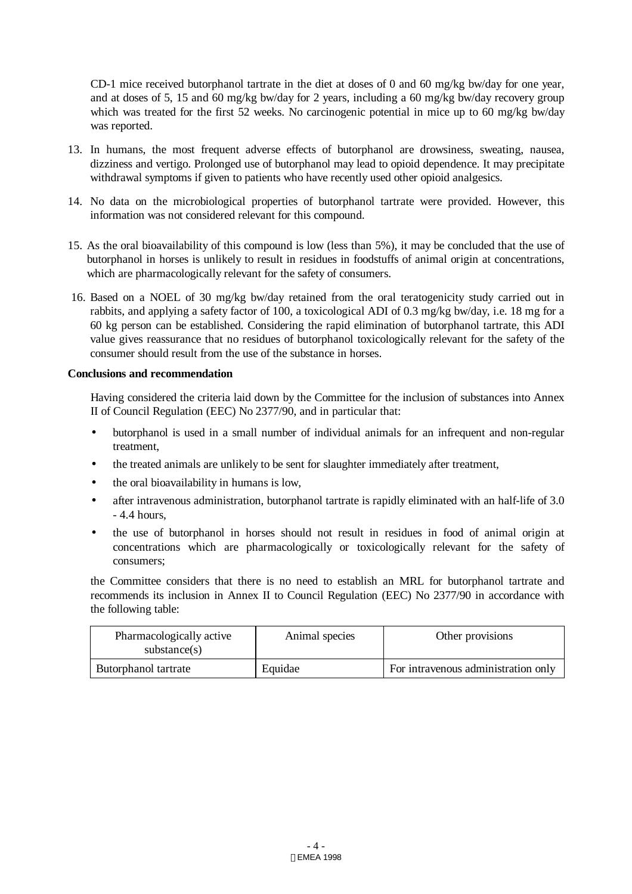CD-1 mice received butorphanol tartrate in the diet at doses of 0 and 60 mg/kg bw/day for one year, and at doses of 5, 15 and 60 mg/kg bw/day for 2 years, including a 60 mg/kg bw/day recovery group which was treated for the first 52 weeks. No carcinogenic potential in mice up to 60 mg/kg bw/day was reported.

13. In humans, the most frequent adverse effects of butorphanol are drowsiness, sweating, nausea, dizziness and vertigo. Prolonged use of butorphanol may lead to opioid dependence. It may precipitate withdrawal symptoms if given to patients who have recently used other opioid analgesics.

14. No data on the microbiological properties of butorphanol tartrate were provided. However, this information was not considered relevant for this compound.

15. As the oral bioavailability of this compound is low (less than 5%), it may be concluded that the use of butorphanol in horses is unlikely to result in residues in foodstuffs of animal origin at concentrations, which are pharmacologically relevant for the safety of consumers.

16. Based on a NOEL of 30 mg/kg bw/day retained from the oral teratogenicity study carried out in rabbits, and applying a safety factor of 100, a toxicological ADI of 0.3 mg/kg bw/day, i.e. 18 mg for a 60 kg person can be established. Considering the rapid elimination of butorphanol tartrate, this ADI value gives reassurance that no residues of butorphanol toxicologically relevant for the safety of the consumer should result from the use of the substance in horses.

**Conclusions and recommendation**

Having considered the criteria laid down by the Committee for the inclusion of substances into Annex II of Council Regulation (EEC) No 2377/90, and in particular that:

- butorphanol is used in a small number of individual animals for an infrequent and non-regular treatment,
- the treated animals are unlikely to be sent for slaughter immediately after treatment,
- the oral bioavailability in humans is low,
- after intravenous administration, butorphanol tartrate is rapidly eliminated with an half-life of 3.0 - 4.4 hours,
- the use of butorphanol in horses should not result in residues in food of animal origin at concentrations which are pharmacologically or toxicologically relevant for the safety of consumers;

the Committee considers that there is no need to establish an MRL for butorphanol tartrate and recommends its inclusion in Annex II to Council Regulation (EEC) No 2377/90 in accordance with the following table:

| Pharmacologically active substance(s) | Animal species | Other provisions |
|---|---|---|
| Butorphanol tartrate | Equidae | For intravenous administration only |